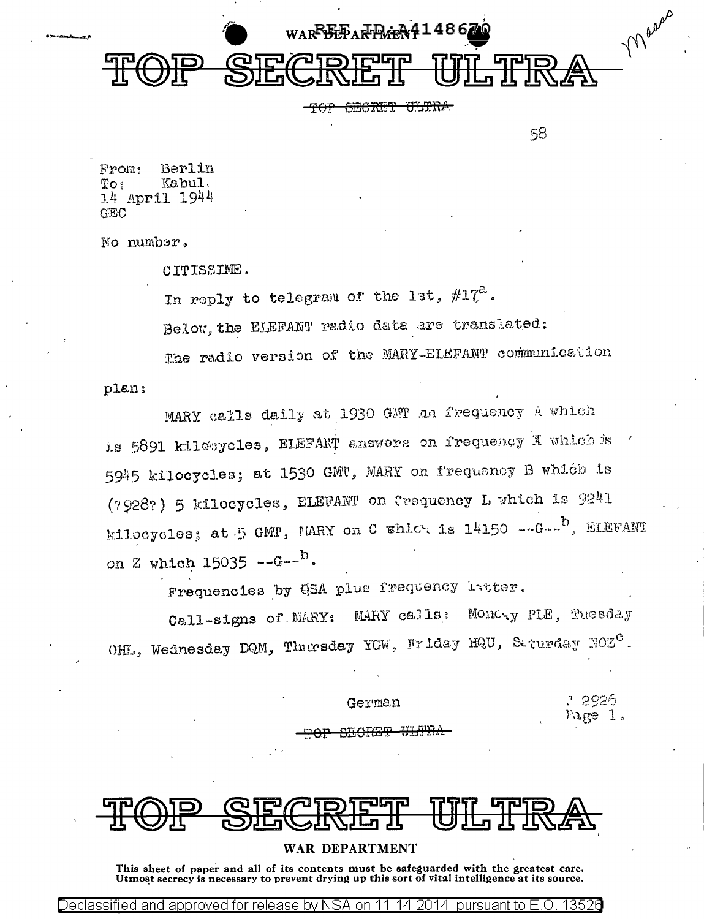# TOP SECRET ULTRA

~~TOP SECRET ULTRA~~

58

From: Berlin
To: Kabul
14 April 1944
GEC

No number.

CITISSIME.

In reply to telegram of the 1st, #17[a].

Below, the ELEFANT radio data are translated:

The radio version of the MARY-ELEFANT communication plan:

MARY calls daily at 1930 GMT on frequency A which is 5891 kilocycles, ELEFANT answers on frequency X which is 5945 kilocycles; at 1530 GMT, MARY on frequency B which is (7928?) 5 kilocycles, ELEFANT on frequency L which is 9241 kilocycles; at 5 GMT, MARY on C which is 14150 --G--[b], ELEFANT on Z which 15035 --G--[b].

Frequencies by QSA plus frequency letter.

Call-signs of MARY: MARY calls: Monday PLE, Tuesday OHL, Wednesday DQM, Thursday YGW, Friday HQU, Saturday NOZ[c].

German

2926
Page 1.

~~TOP SECRET ULTRA~~

# TOP SECRET ULTRA

**WAR DEPARTMENT**

**This sheet of paper and all of its contents must be safeguarded with the greatest care. Utmost secrecy is necessary to prevent drying up this sort of vital intelligence at its source.**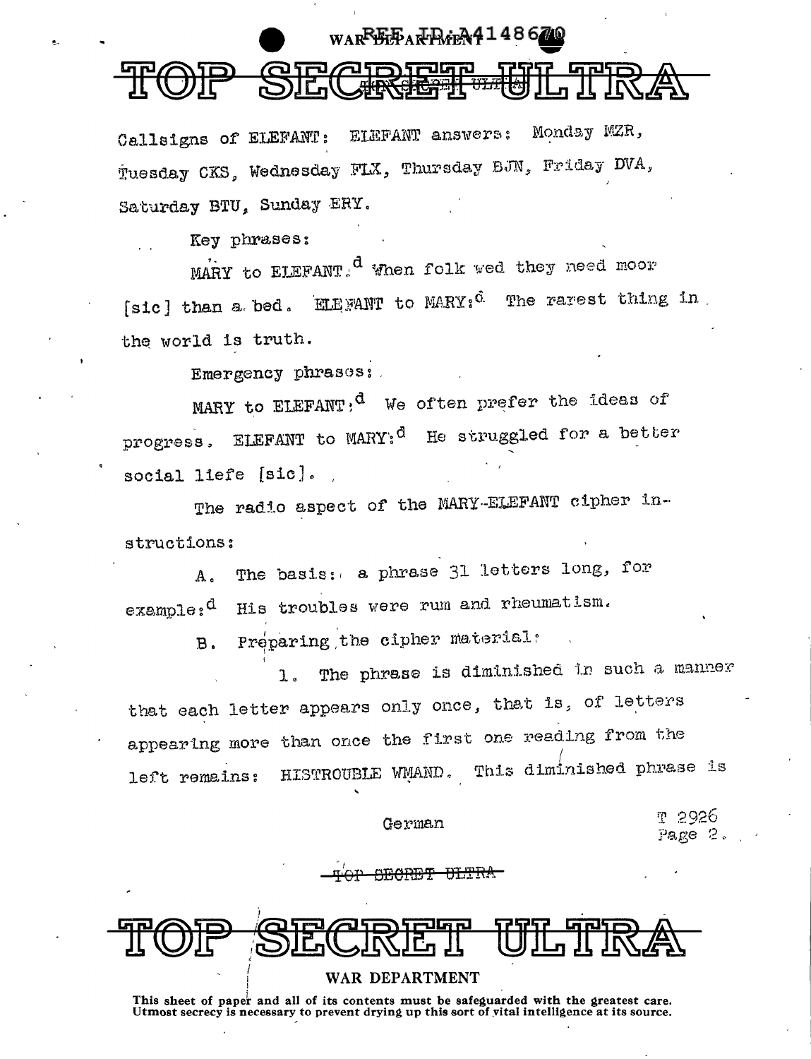Callsigns of ELEFANT: ELEFANT answers: Monday MZR, Tuesday CKS, Wednesday FLX, Thursday BJN, Friday DVA, Saturday BTU, Sunday ERY.

Key phrases:

MARY to ELEFANT:[d] When folk wed they need moor [sic] than a bed. ELEFANT to MARY:[d] The rarest thing in the world is truth.

Emergency phrases:

MARY to ELEFANT:[d] We often prefer the ideas of progress. ELEFANT to MARY:[d] He struggled for a better social liefe [sic].

The radio aspect of the MARY-ELEFANT cipher instructions:

A. The basis: a phrase 31 letters long, for example:[d] His troubles were rum and rheumatism.

B. Preparing the cipher material:

1. The phrase is diminished in such a manner that each letter appears only once, that is, of letters appearing more than once the first one reading from the left remains: HISTROUBLE WMAND. This diminished phrase is

German

T 2926
Page 2.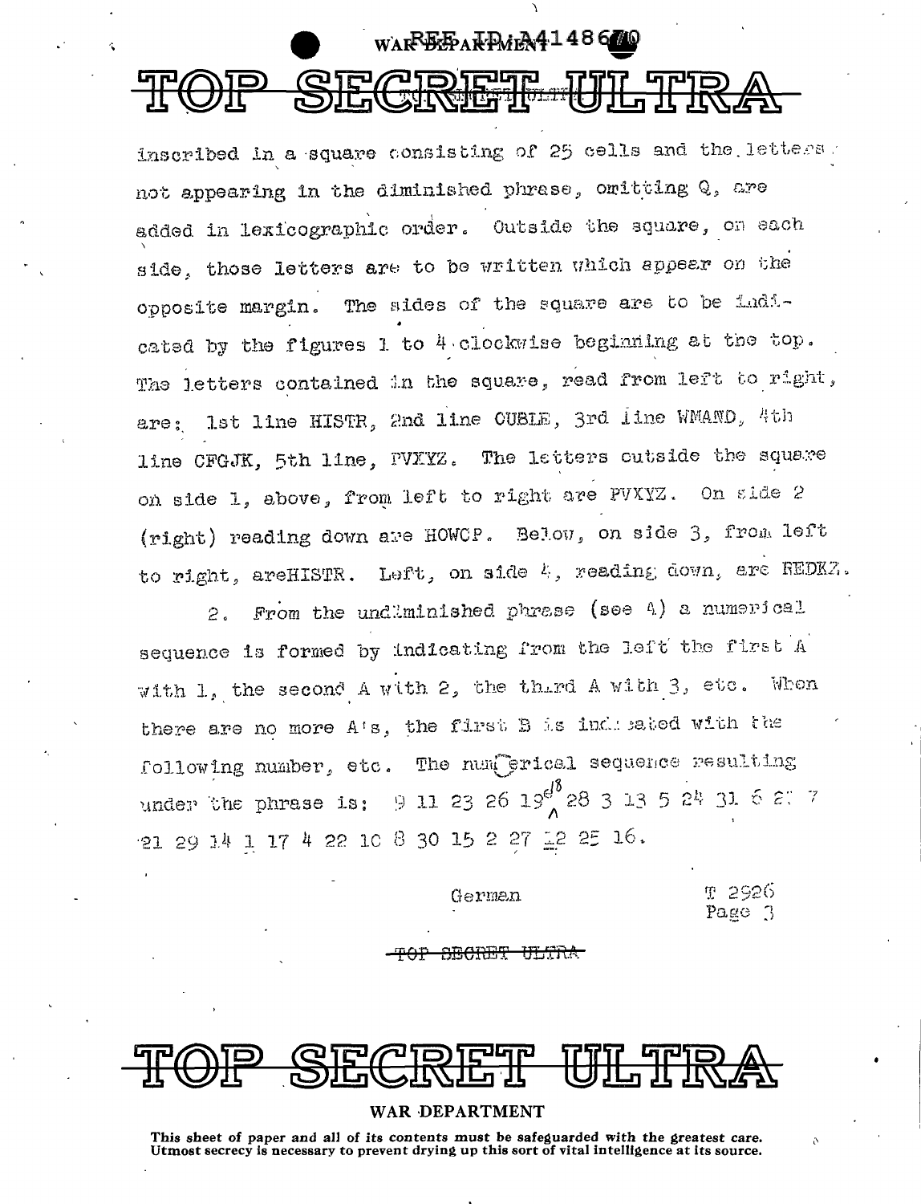inscribed in a square consisting of 25 cells and the letters not appearing in the diminished phrase, omitting Q, are added in lexicographic order. Outside the square, on each side, those letters are to be written which appear on the opposite margin. The sides of the square are to be indicated by the figures 1 to 4 clockwise beginning at the top. The letters contained in the square, read from left to right, are: 1st line HISTR, 2nd line OUBLE, 3rd line WMAND, 4th line CFGJK, 5th line, PVXYZ. The letters outside the square on side 1, above, from left to right are PVXYZ. On side 2 (right) reading down are HOWCP. Below, on side 3, from left to right, areHISTR. Left, on side 4, reading down, are REDKZ.

2. From the undiminished phrase (see 4) a numerical sequence is formed by indicating from the left the first A with 1, the second A with 2, the third A with 3, etc. When there are no more A's, the first B is indicated with the following number, etc. The numerical sequence resulting under the phrase is: 9 11 23 26 19 18 28 3 13 5 24 31 6 2? 7 21 29 14 1 17 4 22 10 8 30 15 2 27 12 25 16.

German

T 2926
Page 3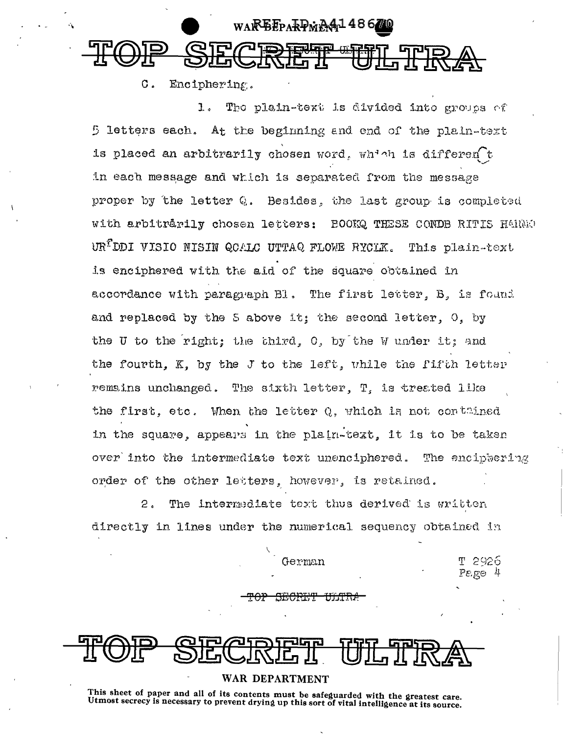C. Enciphering.

1. The plain-text is divided into groups of 5 letters each. At the beginning and end of the plain-text is placed an arbitrarily chosen word, which is different in each message and which is separated from the message proper by the letter Q. Besides, the last group is completed with arbitrarily chosen letters: BOOKQ THESE CONDB RITIS HARMO URFDDI VISIO NISIN QCALC UTTAQ FLOWE RYCLK. This plain-text is enciphered with the aid of the square obtained in accordance with paragraph B1. The first letter, B, is found and replaced by the S above it; the second letter, O, by the U to the right; the third, O, by the W under it; and the fourth, K, by the J to the left, while the fifth letter remains unchanged. The sixth letter, T, is treated like the first, etc. When the letter Q, which is not contained in the square, appears in the plain-text, it is to be taken over into the intermediate text unenciphered. The enciphering order of the other letters, however, is retained.

2. The intermediate text thus derived is written directly in lines under the numerical sequency obtained in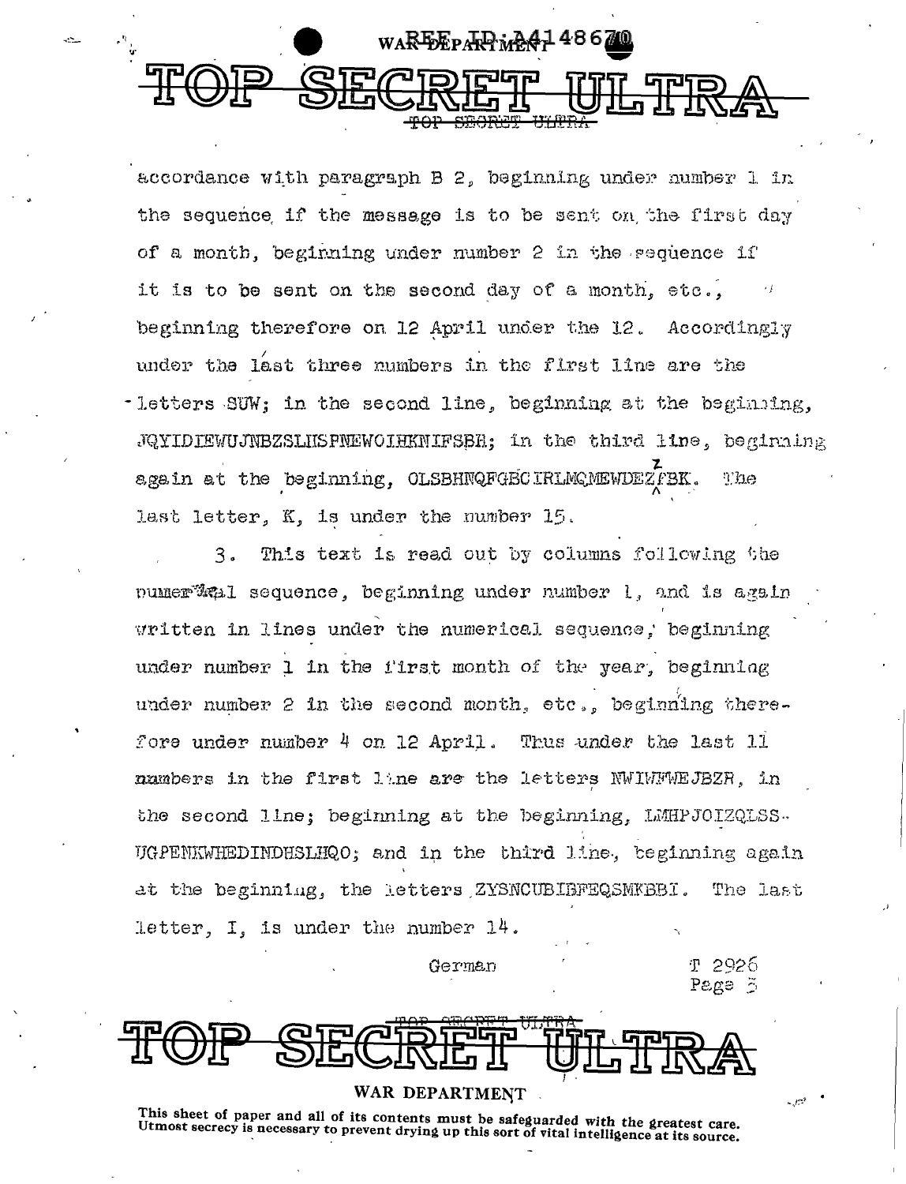accordance with paragraph B 2, beginning under number 1 in the sequence if the message is to be sent on the first day of a month, beginning under number 2 in the sequence if it is to be sent on the second day of a month, etc., beginning therefore on 12 April under the 12. Accordingly under the last three numbers in the first line are the letters SUW; in the second line, beginning at the beginning, JQYIDIEWUJNBZSLHSPNEWOIHKNIFSBH; in the third line, beginning again at the beginning, OLSBHNQFGBCIRLMQMEWDEZFBK. The last letter, K, is under the number 15.

3. This text is read out by columns following the numerical sequence, beginning under number 1, and is again written in lines under the numerical sequence, beginning under number 1 in the first month of the year, beginning under number 2 in the second month, etc., beginning therefore under number 4 on 12 April. Thus under the last 11 numbers in the first line are the letters NWIWFWEJBZR, in the second line; beginning at the beginning, LMHPJOIZQLSS-UGPENKWHEDINDHSLHQO; and in the third line, beginning again at the beginning, the letters ZYSNCUBIBFEQSMKBBI. The last letter, I, is under the number 14.

German

T 2926
Page 5

WAR DEPARTMENT

This sheet of paper and all of its contents must be safeguarded with the greatest care. Utmost secrecy is necessary to prevent drying up this sort of vital intelligence at its source.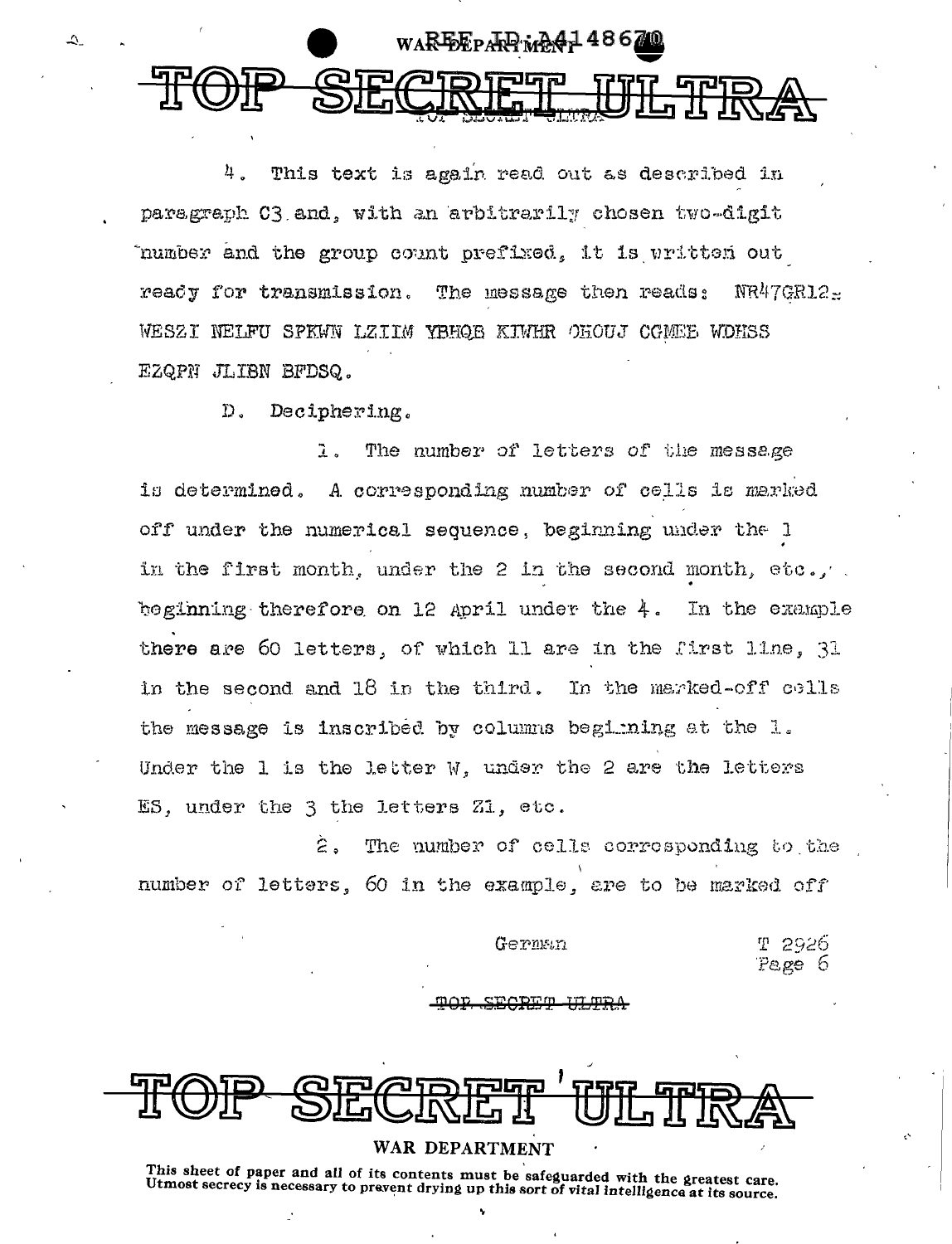4. This text is again read out as described in paragraph C3 and, with an arbitrarily chosen two-digit number and the group count prefixed, it is written out ready for transmission. The message then reads: NR47GR12: WESZI NELFU SPKWN LZIIM YBHQB KIWHR OHOUJ CGMEE WDHSS EZQPN JLIBN BFDSQ.

D. Deciphering.

1. The number of letters of the message is determined. A corresponding number of cells is marked off under the numerical sequence, beginning under the 1 in the first month, under the 2 in the second month, etc., beginning therefore on 12 April under the 4. In the example there are 60 letters, of which 11 are in the first line, 31 in the second and 18 in the third. In the marked-off cells the message is inscribed by columns beginning at the 1. Under the 1 is the letter W, under the 2 are the letters ES, under the 3 the letters ZI, etc.

2. The number of cells corresponding to the number of letters, 60 in the example, are to be marked off

German

T 2926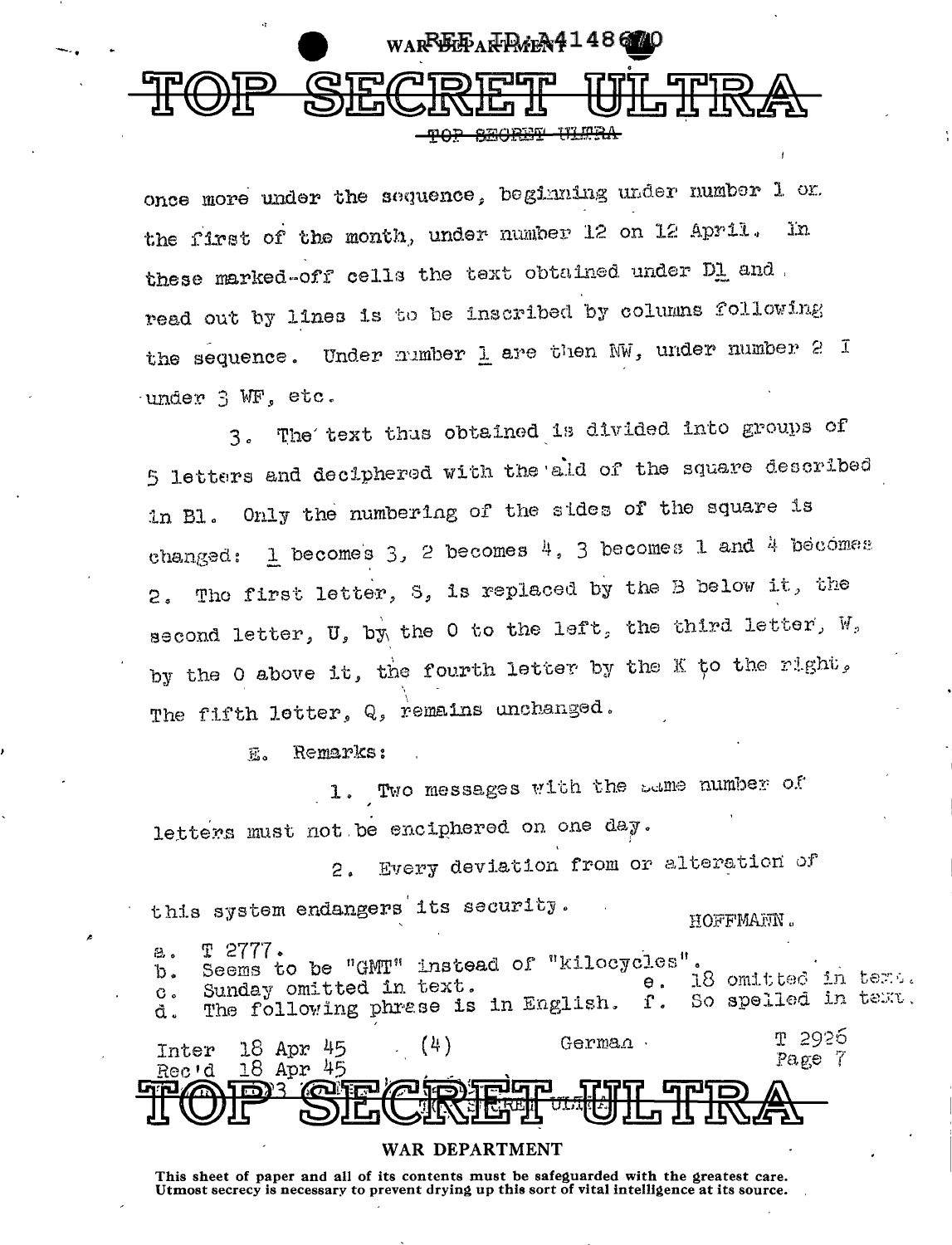once more under the sequence, beginning under number 1 on the first of the month, under number 12 on 12 April. In these marked-off cells the text obtained under D1 and read out by lines is to be inscribed by columns following the sequence. Under number 1 are then NW, under number 2 I under 3 WF, etc.

3. The text thus obtained is divided into groups of 5 letters and deciphered with the aid of the square described in B1. Only the numbering of the sides of the square is changed: 1 becomes 3, 2 becomes 4, 3 becomes 1 and 4 becomes 2. The first letter, S, is replaced by the B below it, the second letter, U, by the O to the left, the third letter, W, by the O above it, the fourth letter by the K to the right, The fifth letter, Q, remains unchanged.

E. Remarks:

1. Two messages with the same number of letters must not be enciphered on one day.

2. Every deviation from or alteration of this system endangers its security.

HOFFMANN.

a. T 2777.
b. Seems to be "GMT" instead of "kilocycles".
c. Sunday omitted in text.
d. The following phrase is in English.
e. 18 omitted in text.
f. So spelled in text.

Inter 18 Apr 45 (4) German T 2926
Rec'd 18 Apr 45

WAR DEPARTMENT

This sheet of paper and all of its contents must be safeguarded with the greatest care. Utmost secrecy is necessary to prevent drying up this sort of vital intelligence at its source.